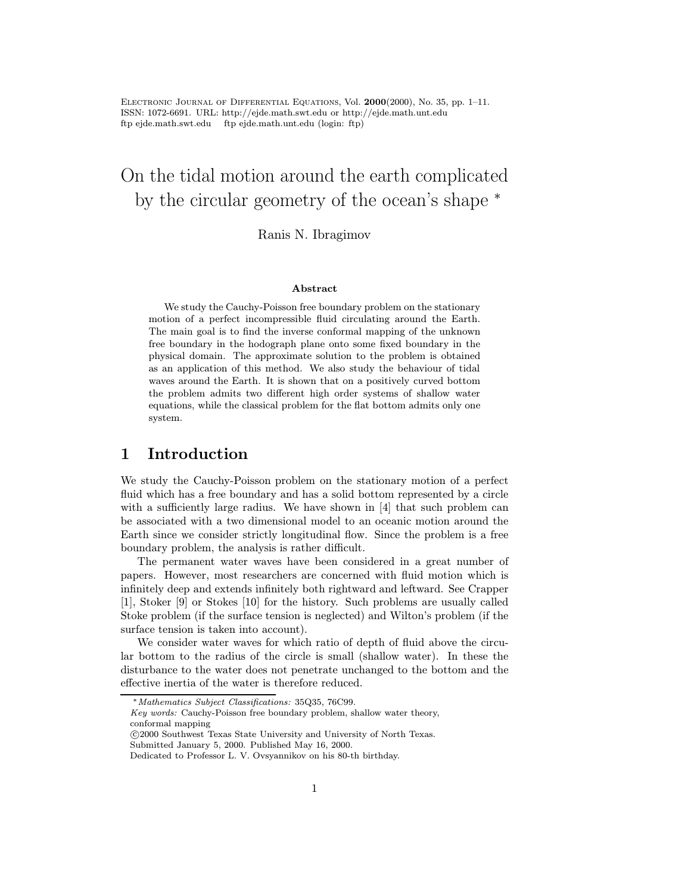# On the tidal motion around the earth complicated by the circular geometry of the ocean's shape *

Ranis N. Ibragimov

### Abstract

We study the Cauchy-Poisson free boundary problem on the stationary motion of a perfect incompressible fluid circulating around the Earth. The main goal is to find the inverse conformal mapping of the unknown free boundary in the hodograph plane onto some fixed boundary in the physical domain. The approximate solution to the problem is obtained as an application of this method. We also study the behaviour of tidal waves around the Earth. It is shown that on a positively curved bottom the problem admits two different high order systems of shallow water equations, while the classical problem for the flat bottom admits only one system.

## 1 Introduction

We study the Cauchy-Poisson problem on the stationary motion of a perfect fluid which has a free boundary and has a solid bottom represented by a circle with a sufficiently large radius. We have shown in [4] that such problem can be associated with a two dimensional model to an oceanic motion around the Earth since we consider strictly longitudinal flow. Since the problem is a free boundary problem, the analysis is rather difficult.

The permanent water waves have been considered in a great number of papers. However, most researchers are concerned with fluid motion which is infinitely deep and extends infinitely both rightward and leftward. See Crapper [1], Stoker [9] or Stokes [10] for the history. Such problems are usually called Stoke problem (if the surface tension is neglected) and Wilton's problem (if the surface tension is taken into account).

We consider water waves for which ratio of depth of fluid above the circular bottom to the radius of the circle is small (shallow water). In these the disturbance to the water does not penetrate unchanged to the bottom and the effective inertia of the water is therefore reduced.

---

*Mathematics Subject Classifications:* 35Q35, 76C99.
*Key words:* Cauchy-Poisson free boundary problem, shallow water theory, conformal mapping
©2000 Southwest Texas State University and University of North Texas.
Submitted January 5, 2000. Published May 16, 2000.
Dedicated to Professor L. V. Ovsyannikov on his 80-th birthday.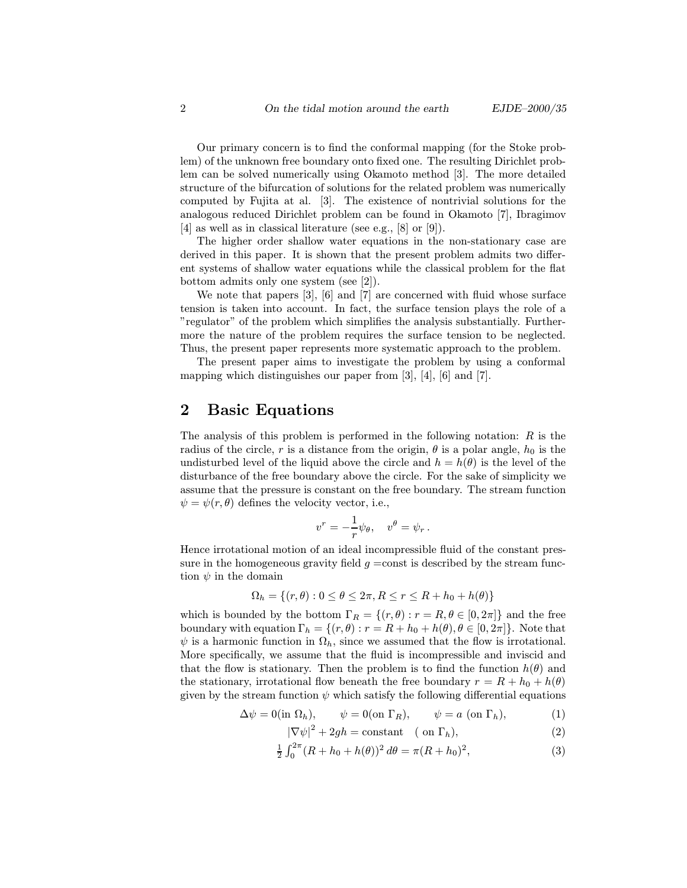Our primary concern is to find the conformal mapping (for the Stoke problem) of the unknown free boundary onto fixed one. The resulting Dirichlet problem can be solved numerically using Okamoto method [3]. The more detailed structure of the bifurcation of solutions for the related problem was numerically computed by Fujita at al. [3]. The existence of nontrivial solutions for the analogous reduced Dirichlet problem can be found in Okamoto [7], Ibragimov [4] as well as in classical literature (see e.g., [8] or [9]).

The higher order shallow water equations in the non-stationary case are derived in this paper. It is shown that the present problem admits two different systems of shallow water equations while the classical problem for the flat bottom admits only one system (see [2]).

We note that papers [3], [6] and [7] are concerned with fluid whose surface tension is taken into account. In fact, the surface tension plays the role of a "regulator" of the problem which simplifies the analysis substantially. Furthermore the nature of the problem requires the surface tension to be neglected. Thus, the present paper represents more systematic approach to the problem.

The present paper aims to investigate the problem by using a conformal mapping which distinguishes our paper from [3], [4], [6] and [7].

## 2 Basic Equations

The analysis of this problem is performed in the following notation: $R$ is the radius of the circle, $r$ is a distance from the origin, $\theta$ is a polar angle, $h_0$ is the undisturbed level of the liquid above the circle and $h = h(\theta)$ is the level of the disturbance of the free boundary above the circle. For the sake of simplicity we assume that the pressure is constant on the free boundary. The stream function $\psi = \psi(r, \theta)$ defines the velocity vector, i.e.,

$$v^r = -\frac{1}{r}\psi_\theta, \quad v^\theta = \psi_r \,.$$

Hence irrotational motion of an ideal incompressible fluid of the constant pressure in the homogeneous gravity field $g$ =const is described by the stream function $\psi$ in the domain

$$\Omega_h = \{(r, \theta) : 0 \leq \theta \leq 2\pi, R \leq r \leq R + h_0 + h(\theta)\}$$

which is bounded by the bottom $\Gamma_R = \{(r, \theta) : r = R, \theta \in [0, 2\pi]\}$ and the free boundary with equation $\Gamma_h = \{(r, \theta) : r = R + h_0 + h(\theta), \theta \in [0, 2\pi]\}$. Note that $\psi$ is a harmonic function in $\Omega_h$, since we assumed that the flow is irrotational. More specifically, we assume that the fluid is incompressible and inviscid and that the flow is stationary. Then the problem is to find the function $h(\theta)$ and the stationary, irrotational flow beneath the free boundary $r = R + h_0 + h(\theta)$ given by the stream function $\psi$ which satisfy the following differential equations

$$\Delta\psi = 0 (\text{in } \Omega_h), \qquad \psi = 0 (\text{on } \Gamma_R), \qquad \psi = a \text{ (on } \Gamma_h), \tag{1}$$

$$|\nabla\psi|^2 + 2gh = \text{constant} \quad (\text{ on } \Gamma_h), \tag{2}$$

$$\tfrac{1}{2}\int_0^{2\pi} (R + h_0 + h(\theta))^2 \, d\theta = \pi(R + h_0)^2, \tag{3}$$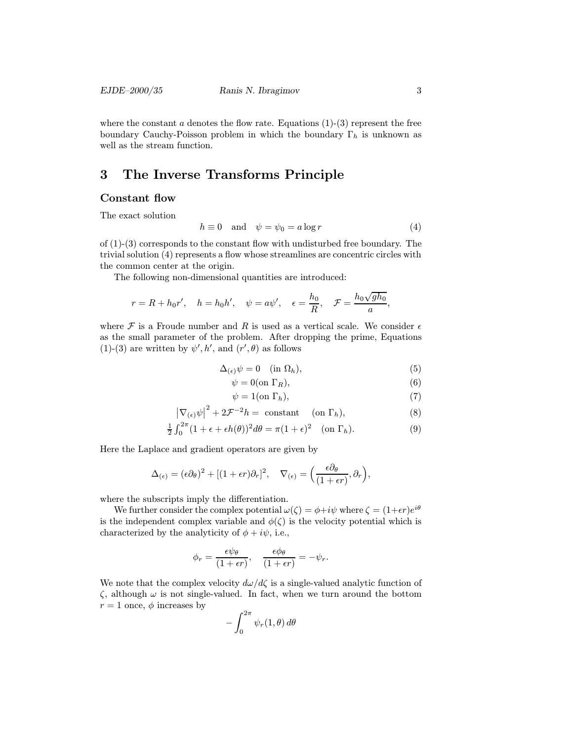where the constant $a$ denotes the flow rate. Equations (1)-(3) represent the free boundary Cauchy-Poisson problem in which the boundary $\Gamma_h$ is unknown as well as the stream function.

## 3 The Inverse Transforms Principle

### Constant flow

The exact solution

$$h \equiv 0 \quad \text{and} \quad \psi = \psi_0 = a \log r \tag{4}$$

of (1)-(3) corresponds to the constant flow with undisturbed free boundary. The trivial solution (4) represents a flow whose streamlines are concentric circles with the common center at the origin.

The following non-dimensional quantities are introduced:

$$r = R + h_0 r', \quad h = h_0 h', \quad \psi = a\psi', \quad \epsilon = \frac{h_0}{R}, \quad \mathcal{F} = \frac{h_0\sqrt{g h_0}}{a},$$

where $\mathcal{F}$ is a Froude number and $R$ is used as a vertical scale. We consider $\epsilon$ as the small parameter of the problem. After dropping the prime, Equations (1)-(3) are written by $\psi', h'$, and $(r', \theta)$ as follows

$$\Delta_{(\epsilon)}\psi = 0 \quad (\text{in } \Omega_h), \tag{5}$$

$$\psi = 0 (\text{on } \Gamma_R), \tag{6}$$

$$\psi = 1 (\text{on } \Gamma_h), \tag{7}$$

$$\left|\nabla_{(\epsilon)}\psi\right|^2 + 2\mathcal{F}^{-2}h = \text{ constant} \quad (\text{on } \Gamma_h), \tag{8}$$

$$\tfrac{1}{2}\int_0^{2\pi}(1+\epsilon+\epsilon h(\theta))^2 d\theta = \pi(1+\epsilon)^2 \quad (\text{on } \Gamma_h). \tag{9}$$

Here the Laplace and gradient operators are given by

$$\Delta_{(\epsilon)} = (\epsilon\partial_\theta)^2 + [(1+\epsilon r)\partial_r]^2, \quad \nabla_{(\epsilon)} = \Big(\frac{\epsilon\partial_\theta}{(1+\epsilon r)}, \partial_r\Big),$$

where the subscripts imply the differentiation.

We further consider the complex potential $\omega(\zeta) = \phi + i\psi$ where $\zeta = (1+\epsilon r)e^{i\theta}$ is the independent complex variable and $\phi(\zeta)$ is the velocity potential which is characterized by the analyticity of $\phi + i\psi$, i.e.,

$$\phi_r = \frac{\epsilon\psi_\theta}{(1+\epsilon r)}, \quad \frac{\epsilon\phi_\theta}{(1+\epsilon r)} = -\psi_r.$$

We note that the complex velocity $d\omega/d\zeta$ is a single-valued analytic function of $\zeta$, although $\omega$ is not single-valued. In fact, when we turn around the bottom $r = 1$ once, $\phi$ increases by

$$-\int_0^{2\pi}\psi_r(1,\theta)\,d\theta$$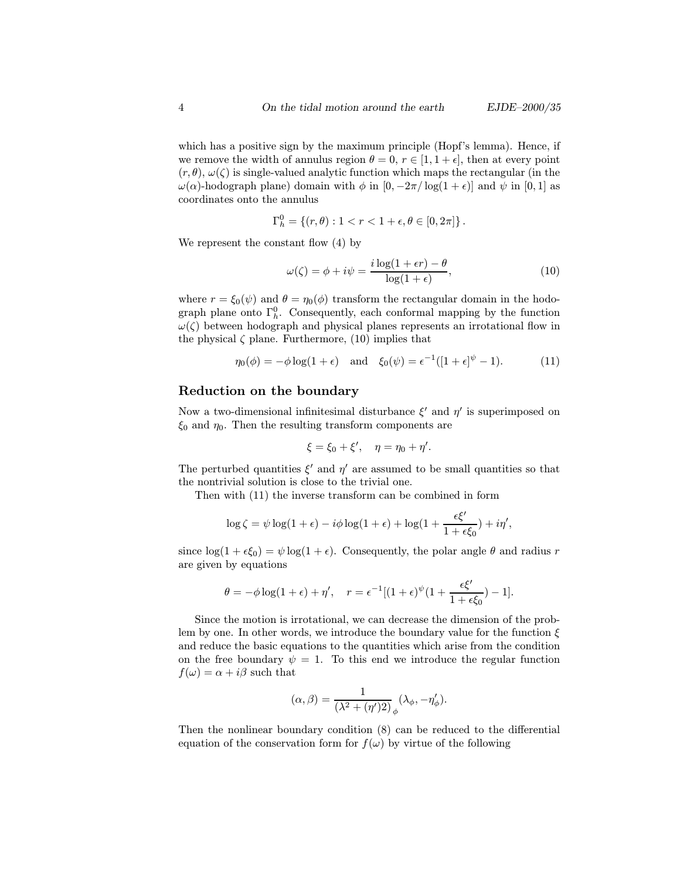which has a positive sign by the maximum principle (Hopf's lemma). Hence, if we remove the width of annulus region $\theta = 0$, $r \in [1, 1+\epsilon]$, then at every point $(r, \theta)$, $\omega(\zeta)$ is single-valued analytic function which maps the rectangular (in the $\omega(\alpha)$-hodograph plane) domain with $\phi$ in $[0, -2\pi/\log(1+\epsilon)]$ and $\psi$ in $[0, 1]$ as coordinates onto the annulus

$$\Gamma_h^0 = \{(r, \theta) : 1 < r < 1+\epsilon, \theta \in [0, 2\pi]\}.$$

We represent the constant flow (4) by

$$\omega(\zeta) = \phi + i\psi = \frac{i\log(1+\epsilon r) - \theta}{\log(1+\epsilon)}, \tag{10}$$

where $r = \xi_0(\psi)$ and $\theta = \eta_0(\phi)$ transform the rectangular domain in the hodograph plane onto $\Gamma_h^0$. Consequently, each conformal mapping by the function $\omega(\zeta)$ between hodograph and physical planes represents an irrotational flow in the physical $\zeta$ plane. Furthermore, (10) implies that

$$\eta_0(\phi) = -\phi\log(1+\epsilon) \quad \text{and} \quad \xi_0(\psi) = \epsilon^{-1}([1+\epsilon]^{\psi} - 1). \tag{11}$$

## Reduction on the boundary

Now a two-dimensional infinitesimal disturbance $\xi'$ and $\eta'$ is superimposed on $\xi_0$ and $\eta_0$. Then the resulting transform components are

$$\xi = \xi_0 + \xi', \quad \eta = \eta_0 + \eta'.$$

The perturbed quantities $\xi'$ and $\eta'$ are assumed to be small quantities so that the nontrivial solution is close to the trivial one.

Then with (11) the inverse transform can be combined in form

$$\log\zeta = \psi\log(1+\epsilon) - i\phi\log(1+\epsilon) + \log(1 + \frac{\epsilon\xi'}{1+\epsilon\xi_0}) + i\eta',$$

since $\log(1+\epsilon\xi_0) = \psi\log(1+\epsilon)$. Consequently, the polar angle $\theta$ and radius $r$ are given by equations

$$\theta = -\phi\log(1+\epsilon) + \eta', \quad r = \epsilon^{-1}[(1+\epsilon)^{\psi}(1 + \frac{\epsilon\xi'}{1+\epsilon\xi_0}) - 1].$$

Since the motion is irrotational, we can decrease the dimension of the problem by one. In other words, we introduce the boundary value for the function $\xi$ and reduce the basic equations to the quantities which arise from the condition on the free boundary $\psi = 1$. To this end we introduce the regular function $f(\omega) = \alpha + i\beta$ such that

$$(\alpha, \beta) = \frac{1}{(\lambda^2 + (\eta')2)}_{\phi}(\lambda_\phi, -\eta'_\phi).$$

Then the nonlinear boundary condition (8) can be reduced to the differential equation of the conservation form for $f(\omega)$ by virtue of the following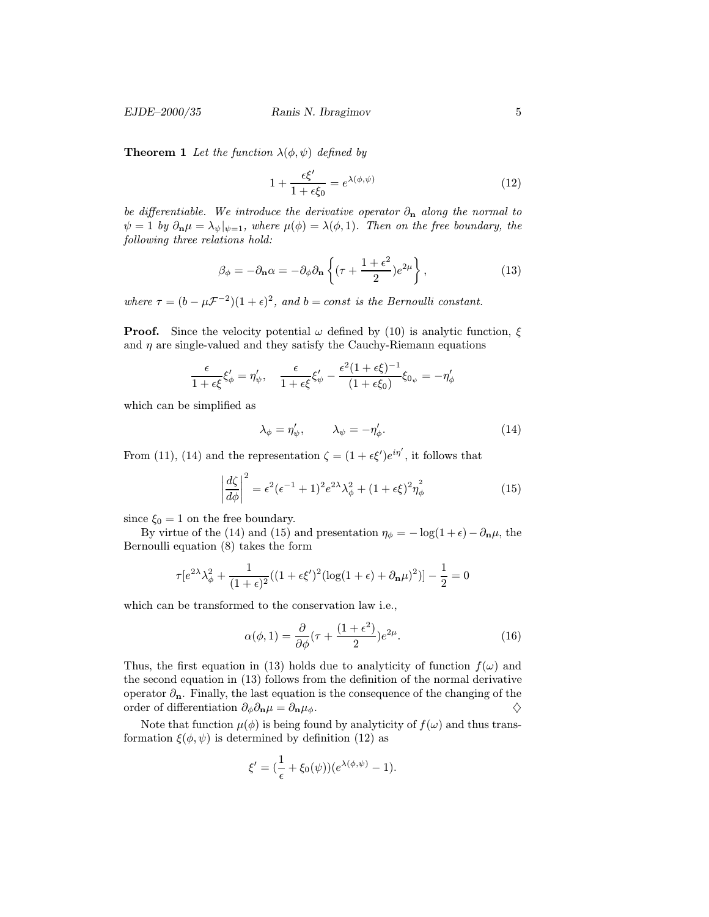**Theorem 1** *Let the function $\lambda(\phi, \psi)$ defined by*

$$1 + \frac{\epsilon \xi'}{1 + \epsilon \xi_0} = e^{\lambda(\phi, \psi)} \tag{12}$$

*be differentiable. We introduce the derivative operator $\partial_{\mathbf{n}}$ along the normal to $\psi = 1$ by $\partial_{\mathbf{n}} \mu = \lambda_\psi|_{\psi=1}$, where $\mu(\phi) = \lambda(\phi, 1)$. Then on the free boundary, the following three relations hold:*

$$\beta_\phi = -\partial_{\mathbf{n}} \alpha = -\partial_\phi \partial_{\mathbf{n}} \left\{ (\tau + \frac{1 + \epsilon^2}{2}) e^{2\mu} \right\}, \tag{13}$$

*where $\tau = (b - \mu \mathcal{F}^{-2})(1 + \epsilon)^2$, and $b = const$ is the Bernoulli constant.*

**Proof.** Since the velocity potential $\omega$ defined by (10) is analytic function, $\xi$ and $\eta$ are single-valued and they satisfy the Cauchy-Riemann equations

$$\frac{\epsilon}{1 + \epsilon \xi} \xi'_\phi = \eta'_\psi, \quad \frac{\epsilon}{1 + \epsilon \xi} \xi'_\psi - \frac{\epsilon^2 (1 + \epsilon \xi)^{-1}}{(1 + \epsilon \xi_0)} \xi_{0_\psi} = -\eta'_\phi$$

which can be simplified as

$$\lambda_\phi = \eta'_\psi, \qquad \lambda_\psi = -\eta'_\phi. \tag{14}$$

From (11), (14) and the representation $\zeta = (1 + \epsilon \xi') e^{i\eta'}$, it follows that

$$\left| \frac{d\zeta}{d\phi} \right|^2 = \epsilon^2 (\epsilon^{-1} + 1)^2 e^{2\lambda} \lambda_\phi^2 + (1 + \epsilon \xi)^2 \eta_\phi^{'2} \tag{15}$$

since $\xi_0 = 1$ on the free boundary.

By virtue of the (14) and (15) and presentation $\eta_\phi = -\log(1 + \epsilon) - \partial_{\mathbf{n}} \mu$, the Bernoulli equation (8) takes the form

$$\tau [e^{2\lambda} \lambda_\phi^2 + \frac{1}{(1 + \epsilon)^2} ((1 + \epsilon \xi')^2 (\log(1 + \epsilon) + \partial_{\mathbf{n}} \mu)^2)] - \frac{1}{2} = 0$$

which can be transformed to the conservation law i.e.,

$$\alpha(\phi, 1) = \frac{\partial}{\partial \phi} (\tau + \frac{(1 + \epsilon^2)}{2}) e^{2\mu}. \tag{16}$$

Thus, the first equation in (13) holds due to analyticity of function $f(\omega)$ and the second equation in (13) follows from the definition of the normal derivative operator $\partial_{\mathbf{n}}$. Finally, the last equation is the consequence of the changing of the order of differentiation $\partial_\phi \partial_{\mathbf{n}} \mu = \partial_{\mathbf{n}} \mu_\phi$. $\diamondsuit$

Note that function $\mu(\phi)$ is being found by analyticity of $f(\omega)$ and thus transformation $\xi(\phi, \psi)$ is determined by definition (12) as

$$\xi' = (\frac{1}{\epsilon} + \xi_0(\psi))(e^{\lambda(\phi, \psi)} - 1).$$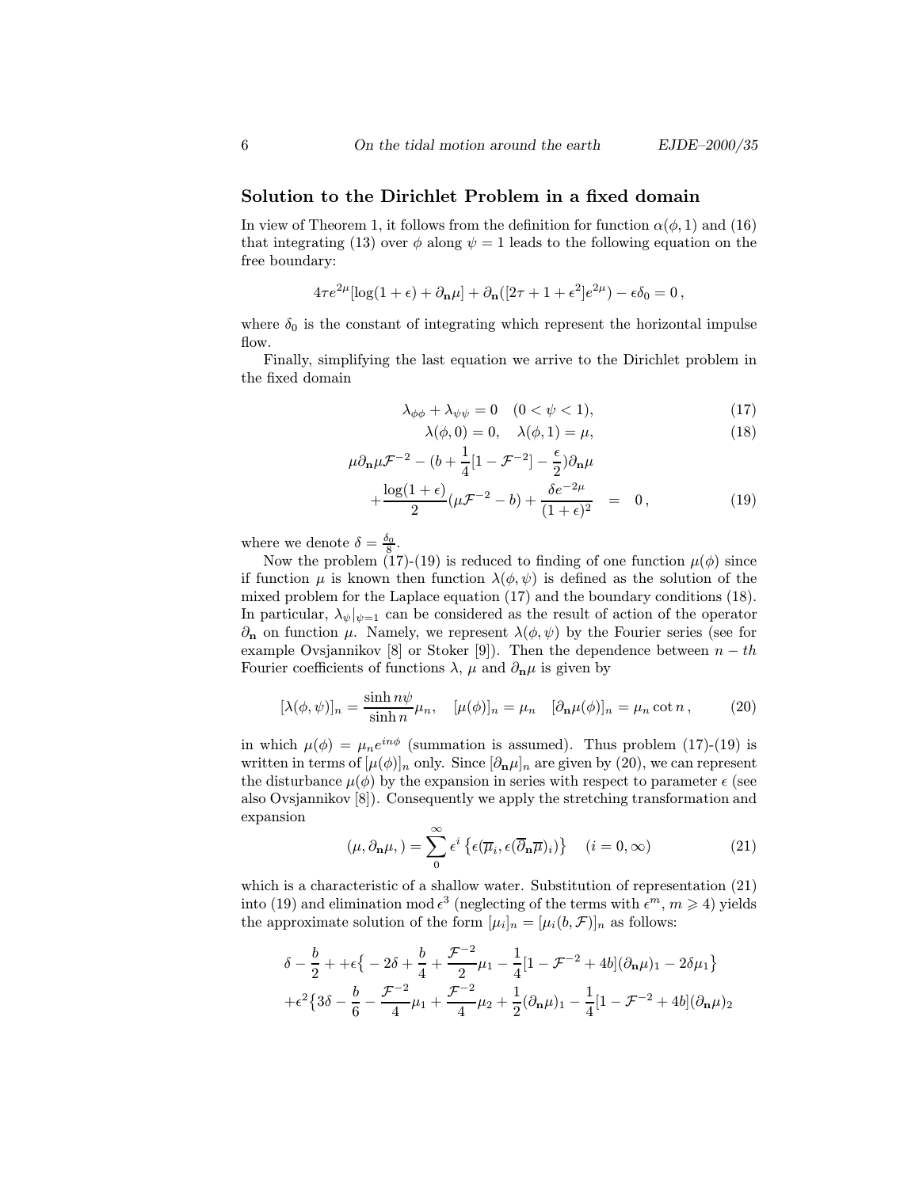## Solution to the Dirichlet Problem in a fixed domain

In view of Theorem 1, it follows from the definition for function $\alpha(\phi, 1)$ and (16) that integrating (13) over $\phi$ along $\psi = 1$ leads to the following equation on the free boundary:

$$4\tau e^{2\mu}[\log(1+\epsilon) + \partial_{\mathbf{n}}\mu] + \partial_{\mathbf{n}}([2\tau + 1 + \epsilon^2]e^{2\mu}) - \epsilon\delta_0 = 0\,,$$

where $\delta_0$ is the constant of integrating which represent the horizontal impulse flow.

Finally, simplifying the last equation we arrive to the Dirichlet problem in the fixed domain

$$\lambda_{\phi\phi} + \lambda_{\psi\psi} = 0 \quad (0 < \psi < 1), \tag{17}$$

$$\lambda(\phi, 0) = 0, \quad \lambda(\phi, 1) = \mu, \tag{18}$$

$$\begin{aligned} \mu\partial_{\mathbf{n}}\mu\mathcal{F}^{-2} - (b + \frac{1}{4}[1 - \mathcal{F}^{-2}] - \frac{\epsilon}{2})\partial_{\mathbf{n}}\mu & \\ + \frac{\log(1+\epsilon)}{2}(\mu\mathcal{F}^{-2} - b) + \frac{\delta e^{-2\mu}}{(1+\epsilon)^2} &= 0\,, \end{aligned} \tag{19}$$

where we denote $\delta = \frac{\delta_0}{8}$.

Now the problem (17)-(19) is reduced to finding of one function $\mu(\phi)$ since if function $\mu$ is known then function $\lambda(\phi, \psi)$ is defined as the solution of the mixed problem for the Laplace equation (17) and the boundary conditions (18). In particular, $\lambda_\psi|_{\psi=1}$ can be considered as the result of action of the operator $\partial_{\mathbf{n}}$ on function $\mu$. Namely, we represent $\lambda(\phi, \psi)$ by the Fourier series (see for example Ovsjannikov [8] or Stoker [9]). Then the dependence between $n-th$ Fourier coefficients of functions $\lambda$, $\mu$ and $\partial_{\mathbf{n}}\mu$ is given by

$$[\lambda(\phi, \psi)]_n = \frac{\sinh n\psi}{\sinh n}\mu_n, \quad [\mu(\phi)]_n = \mu_n \quad [\partial_{\mathbf{n}}\mu(\phi)]_n = \mu_n \cot n\,, \tag{20}$$

in which $\mu(\phi) = \mu_n e^{in\phi}$ (summation is assumed). Thus problem (17)-(19) is written in terms of $[\mu(\phi)]_n$ only. Since $[\partial_{\mathbf{n}}\mu]_n$ are given by (20), we can represent the disturbance $\mu(\phi)$ by the expansion in series with respect to parameter $\epsilon$ (see also Ovsjannikov [8]). Consequently we apply the stretching transformation and expansion

$$(\mu, \partial_{\mathbf{n}}\mu,) = \sum_0^\infty \epsilon^i \left\{\epsilon(\overline{\mu}_i, \epsilon(\overline{\partial}_{\mathbf{n}}\overline{\mu})_i)\right\} \quad (i = 0, \infty) \tag{21}$$

which is a characteristic of a shallow water. Substitution of representation (21) into (19) and elimination mod $\epsilon^3$ (neglecting of the terms with $\epsilon^m$, $m \geqslant 4$) yields the approximate solution of the form $[\mu_i]_n = [\mu_i(b, \mathcal{F})]_n$ as follows:

$$\begin{aligned} &\delta - \frac{b}{2} + +\epsilon\big\{-2\delta + \frac{b}{4} + \frac{\mathcal{F}^{-2}}{2}\mu_1 - \frac{1}{4}[1 - \mathcal{F}^{-2} + 4b](\partial_{\mathbf{n}}\mu)_1 - 2\delta\mu_1\big\} \\ &+ \epsilon^2\big\{3\delta - \frac{b}{6} - \frac{\mathcal{F}^{-2}}{4}\mu_1 + \frac{\mathcal{F}^{-2}}{4}\mu_2 + \frac{1}{2}(\partial_{\mathbf{n}}\mu)_1 - \frac{1}{4}[1 - \mathcal{F}^{-2} + 4b](\partial_{\mathbf{n}}\mu)_2 \end{aligned}$$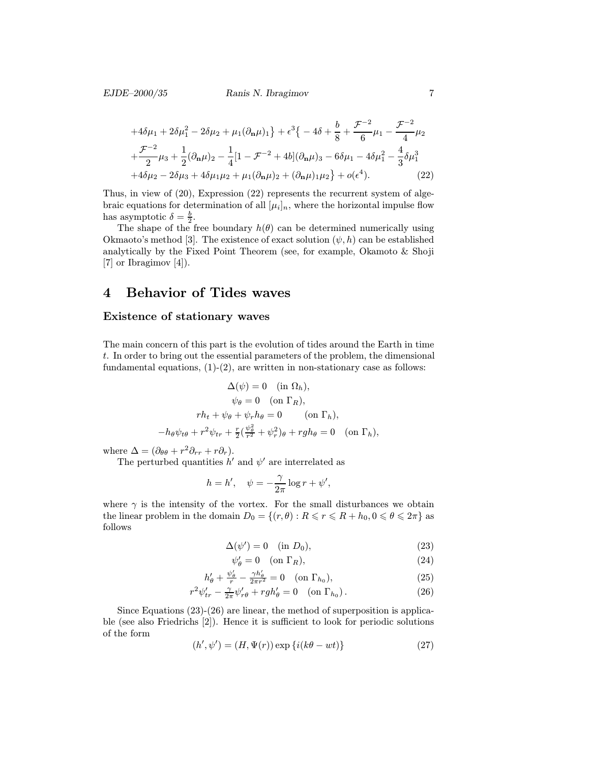$$
\begin{aligned}
&+4\delta\mu_1 + 2\delta\mu_1^2 - 2\delta\mu_2 + \mu_1(\partial_{\mathbf{n}}\mu)_1\big\} + \epsilon^3\big\{ - 4\delta + \frac{b}{8} + \frac{\mathcal{F}^{-2}}{6}\mu_1 - \frac{\mathcal{F}^{-2}}{4}\mu_2 \\
&+\frac{\mathcal{F}^{-2}}{2}\mu_3 + \frac{1}{2}(\partial_{\mathbf{n}}\mu)_2 - \frac{1}{4}[1 - \mathcal{F}^{-2} + 4b](\partial_{\mathbf{n}}\mu)_3 - 6\delta\mu_1 - 4\delta\mu_1^2 - \frac{4}{3}\delta\mu_1^3 \\
&+4\delta\mu_2 - 2\delta\mu_3 + 4\delta\mu_1\mu_2 + \mu_1(\partial_{\mathbf{n}}\mu)_2 + (\partial_{\mathbf{n}}\mu)_1\mu_2\big\} + o(\epsilon^4). \qquad (22)
\end{aligned}
$$

Thus, in view of (20), Expression (22) represents the recurrent system of algebraic equations for determination of all $[\mu_i]_n$, where the horizontal impulse flow has asymptotic $\delta = \frac{b}{2}$.

The shape of the free boundary $h(\theta)$ can be determined numerically using Okmaoto's method [3]. The existence of exact solution $(\psi, h)$ can be established analytically by the Fixed Point Theorem (see, for example, Okamoto & Shoji [7] or Ibragimov [4]).

# 4 Behavior of Tides waves

## Existence of stationary waves

The main concern of this part is the evolution of tides around the Earth in time $t$. In order to bring out the essential parameters of the problem, the dimensional fundamental equations, (1)-(2), are written in non-stationary case as follows:

$$
\begin{gathered}
\Delta(\psi) = 0 \quad (\text{in } \Omega_h), \\
\psi_\theta = 0 \quad (\text{on } \Gamma_R), \\
rh_t + \psi_\theta + \psi_r h_\theta = 0 \qquad (\text{on } \Gamma_h), \\
-h_\theta\psi_{t\theta} + r^2\psi_{tr} + \tfrac{r}{2}(\tfrac{\psi_\theta^2}{r^2} + \psi_r^2)_\theta + rgh_\theta = 0 \quad (\text{on } \Gamma_h),
\end{gathered}
$$

where $\Delta = (\partial_{\theta\theta} + r^2\partial_{rr} + r\partial_r)$.

The perturbed quantities $h'$ and $\psi'$ are interrelated as

$$
h = h', \quad \psi = -\frac{\gamma}{2\pi}\log r + \psi',
$$

where $\gamma$ is the intensity of the vortex. For the small disturbances we obtain the linear problem in the domain $D_0 = \{(r, \theta) : R \leqslant r \leqslant R + h_0, 0 \leqslant \theta \leqslant 2\pi\}$ as follows

$$
\Delta(\psi') = 0 \quad (\text{in } D_0), \qquad (23)
$$

$$
\psi'_\theta = 0 \quad (\text{on } \Gamma_R), \qquad (24)
$$

$$
h'_\theta + \tfrac{\psi'_\theta}{r} - \tfrac{\gamma h'_\theta}{2\pi r^2} = 0 \quad (\text{on } \Gamma_{h_0}), \qquad (25)
$$

$$
r^2\psi'_{tr} - \tfrac{\gamma}{2\pi}\psi'_{r\theta} + rgh'_\theta = 0 \quad (\text{on } \Gamma_{h_0}). \qquad (26)
$$

Since Equations (23)-(26) are linear, the method of superposition is applicable (see also Friedrichs [2]). Hence it is sufficient to look for periodic solutions of the form

$$
(h', \psi') = (H, \Psi(r))\exp\{i(k\theta - wt)\} \qquad (27)
$$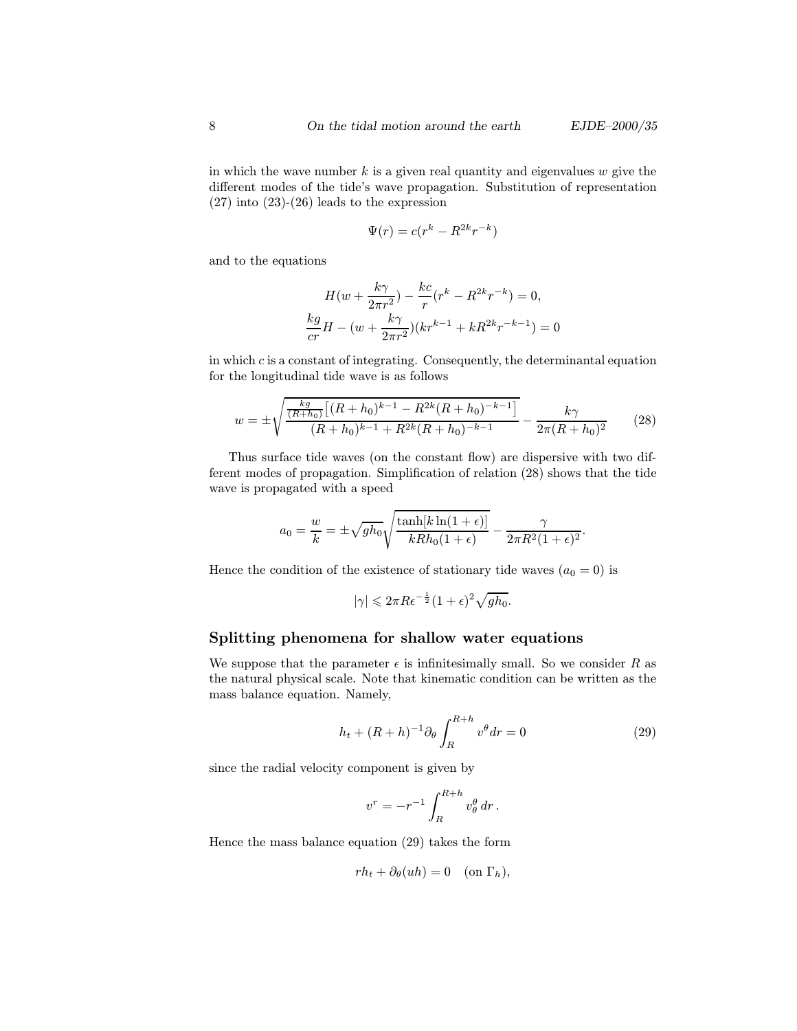in which the wave number $k$ is a given real quantity and eigenvalues $w$ give the different modes of the tide's wave propagation. Substitution of representation (27) into (23)-(26) leads to the expression

$$\Psi(r) = c(r^k - R^{2k}r^{-k})$$

and to the equations

$$H(w + \frac{k\gamma}{2\pi r^2}) - \frac{kc}{r}(r^k - R^{2k}r^{-k}) = 0,$$
$$\frac{kg}{cr}H - (w + \frac{k\gamma}{2\pi r^2})(kr^{k-1} + kR^{2k}r^{-k-1}) = 0$$

in which $c$ is a constant of integrating. Consequently, the determinantal equation for the longitudinal tide wave is as follows

$$w = \pm\sqrt{\frac{\frac{kg}{(R+h_0)}\left[(R+h_0)^{k-1} - R^{2k}(R+h_0)^{-k-1}\right]}{(R+h_0)^{k-1} + R^{2k}(R+h_0)^{-k-1}}} - \frac{k\gamma}{2\pi(R+h_0)^2} \qquad (28)$$

Thus surface tide waves (on the constant flow) are dispersive with two different modes of propagation. Simplification of relation (28) shows that the tide wave is propagated with a speed

$$a_0 = \frac{w}{k} = \pm\sqrt{gh_0}\sqrt{\frac{\tanh[k\ln(1+\epsilon)]}{kRh_0(1+\epsilon)}} - \frac{\gamma}{2\pi R^2(1+\epsilon)^2}.$$

Hence the condition of the existence of stationary tide waves ($a_0 = 0$) is

$$|\gamma| \leqslant 2\pi R\epsilon^{-\frac{1}{2}}(1+\epsilon)^2\sqrt{gh_0}.$$

## Splitting phenomena for shallow water equations

We suppose that the parameter $\epsilon$ is infinitesimally small. So we consider $R$ as the natural physical scale. Note that kinematic condition can be written as the mass balance equation. Namely,

$$h_t + (R+h)^{-1}\partial_\theta \int_R^{R+h} v^\theta dr = 0 \qquad (29)$$

since the radial velocity component is given by

$$v^r = -r^{-1}\int_R^{R+h} v^\theta_\theta \, dr\,.$$

Hence the mass balance equation (29) takes the form

$$rh_t + \partial_\theta(uh) = 0 \quad (\text{on } \Gamma_h),$$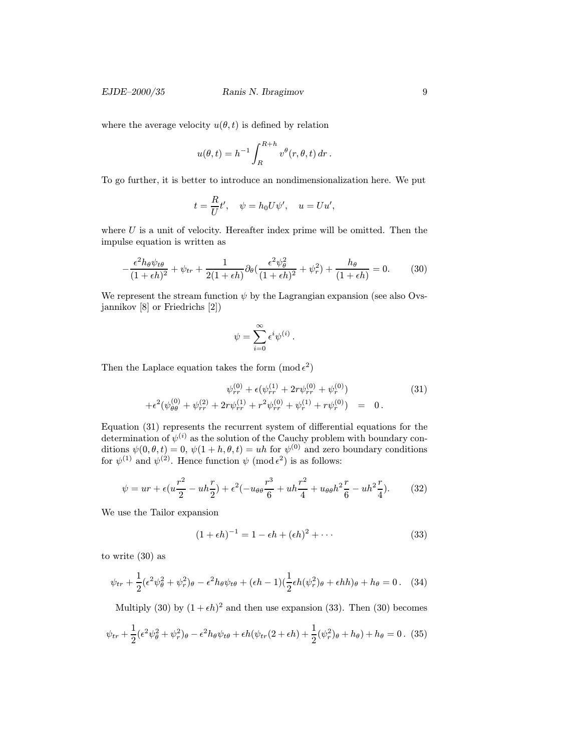where the average velocity $u(\theta, t)$ is defined by relation

$$u(\theta, t) = h^{-1} \int_R^{R+h} v^\theta(r, \theta, t)\, dr\,.$$

To go further, it is better to introduce an nondimensionalization here. We put

$$t = \frac{R}{U} t', \quad \psi = h_0 U \psi', \quad u = U u',$$

where $U$ is a unit of velocity. Hereafter index prime will be omitted. Then the impulse equation is written as

$$-\frac{\epsilon^2 h_\theta \psi_{t\theta}}{(1+\epsilon h)^2} + \psi_{tr} + \frac{1}{2(1+\epsilon h)} \partial_\theta \Big( \frac{\epsilon^2 \psi_\theta^2}{(1+\epsilon h)^2} + \psi_r^2 \Big) + \frac{h_\theta}{(1+\epsilon h)} = 0. \tag{30}$$

We represent the stream function $\psi$ by the Lagrangian expansion (see also Ovsjannikov [8] or Friedrichs [2])

$$\psi = \sum_{i=0}^{\infty} \epsilon^i \psi^{(i)}\,.$$

Then the Laplace equation takes the form $(\bmod\, \epsilon^2)$

$$\begin{aligned} \psi_{rr}^{(0)} + \epsilon(\psi_{rr}^{(1)} + 2r\psi_{rr}^{(0)} + \psi_r^{(0)}) & \\ +\epsilon^2(\psi_{\theta\theta}^{(0)} + \psi_{rr}^{(2)} + 2r\psi_{rr}^{(1)} + r^2\psi_{rr}^{(0)} + \psi_r^{(1)} + r\psi_r^{(0)}) &= 0\,. \end{aligned} \tag{31}$$

Equation (31) represents the recurrent system of differential equations for the determination of $\psi^{(i)}$ as the solution of the Cauchy problem with boundary conditions $\psi(0, \theta, t) = 0$, $\psi(1+h, \theta, t) = uh$ for $\psi^{(0)}$ and zero boundary conditions for $\psi^{(1)}$ and $\psi^{(2)}$. Hence function $\psi$ $(\bmod\, \epsilon^2)$ is as follows:

$$\psi = ur + \epsilon\Big(u\frac{r^2}{2} - uh\frac{r}{2}\Big) + \epsilon^2\Big(-u_{\theta\theta}\frac{r^3}{6} + uh\frac{r^2}{4} + u_{\theta\theta}h^2\frac{r}{6} - uh^2\frac{r}{4}\Big). \tag{32}$$

We use the Tailor expansion

$$(1+\epsilon h)^{-1} = 1 - \epsilon h + (\epsilon h)^2 + \cdots \tag{33}$$

to write (30) as

$$\psi_{tr} + \frac{1}{2}(\epsilon^2\psi_\theta^2 + \psi_r^2)_\theta - \epsilon^2 h_\theta \psi_{t\theta} + (\epsilon h - 1)\Big(\frac{1}{2}\epsilon h(\psi_r^2)_\theta + \epsilon h h\Big)_\theta + h_\theta = 0\,. \tag{34}$$

Multiply (30) by $(1+\epsilon h)^2$ and then use expansion (33). Then (30) becomes

$$\psi_{tr} + \frac{1}{2}(\epsilon^2\psi_\theta^2 + \psi_r^2)_\theta - \epsilon^2 h_\theta \psi_{t\theta} + \epsilon h\Big(\psi_{tr}(2+\epsilon h) + \frac{1}{2}(\psi_r^2)_\theta + h_\theta\Big) + h_\theta = 0\,. \tag{35}$$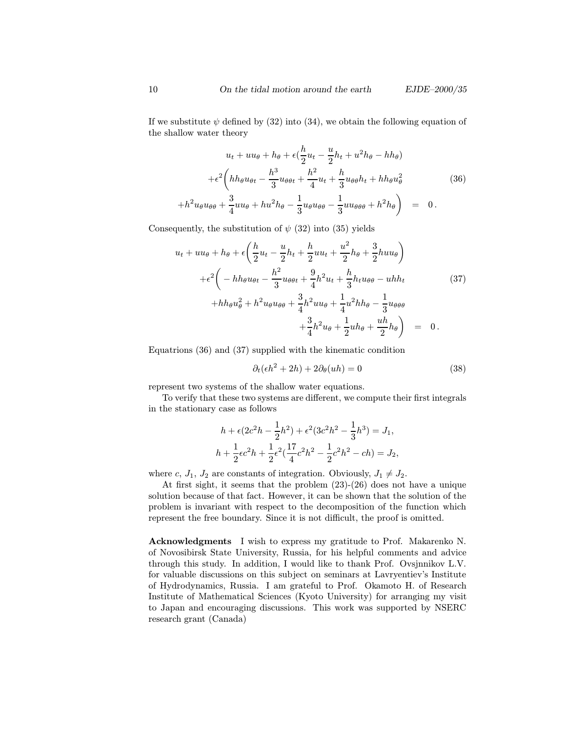If we substitute $\psi$ defined by (32) into (34), we obtain the following equation of the shallow water theory

$$
\begin{aligned}
u_t + uu_\theta + h_\theta + \epsilon\left(\frac{h}{2}u_t - \frac{u}{2}h_t + u^2 h_\theta - hh_\theta\right) \\
+\epsilon^2\Bigg( hh_\theta u_{\theta t} - \frac{h^3}{3}u_{\theta\theta t} + \frac{h^2}{4}u_t + \frac{h}{3}u_{\theta\theta}h_t + hh_\theta u_\theta^2 \\
+h^2 u_\theta u_{\theta\theta} + \frac{3}{4}uu_\theta + hu^2 h_\theta - \frac{1}{3}u_\theta u_{\theta\theta} - \frac{1}{3}uu_{\theta\theta\theta} + h^2 h_\theta \Bigg) &= 0 .
\end{aligned}
\tag{36}
$$

Consequently, the substitution of $\psi$ (32) into (35) yields

$$
\begin{aligned}
u_t + uu_\theta + h_\theta + \epsilon\left(\frac{h}{2}u_t - \frac{u}{2}h_t + \frac{h}{2}uu_t + \frac{u^2}{2}h_\theta + \frac{3}{2}huu_\theta\right) \\
+\epsilon^2\Bigg( - hh_\theta u_{\theta t} - \frac{h^2}{3}u_{\theta\theta t} + \frac{9}{4}h^2 u_t + \frac{h}{3}h_t u_{\theta\theta} - uhh_t \\
+hh_\theta u_\theta^2 + h^2 u_\theta u_{\theta\theta} + \frac{3}{4}h^2 uu_\theta + \frac{1}{4}u^2 hh_\theta - \frac{1}{3}u_{\theta\theta\theta} \\
+\frac{3}{4}h^2 u_\theta + \frac{1}{2}uh_\theta + \frac{uh}{2}h_\theta \Bigg) &= 0 .
\end{aligned}
\tag{37}
$$

Equatrions (36) and (37) supplied with the kinematic condition

$$
\partial_t(\epsilon h^2 + 2h) + 2\partial_\theta(uh) = 0 \tag{38}
$$

represent two systems of the shallow water equations.

To verify that these two systems are different, we compute their first integrals in the stationary case as follows

$$
\begin{aligned}
h + \epsilon(2c^2 h - \frac{1}{2}h^2) + \epsilon^2(3c^2 h^2 - \frac{1}{3}h^3) = J_1, \\
h + \frac{1}{2}\epsilon c^2 h + \frac{1}{2}\epsilon^2(\frac{17}{4}c^2 h^2 - \frac{1}{2}c^2 h^2 - ch) = J_2,
\end{aligned}
$$

where $c$, $J_1$, $J_2$ are constants of integration. Obviously, $J_1 \neq J_2$.

At first sight, it seems that the problem (23)-(26) does not have a unique solution because of that fact. However, it can be shown that the solution of the problem is invariant with respect to the decomposition of the function which represent the free boundary. Since it is not difficult, the proof is omitted.

**Acknowledgments** I wish to express my gratitude to Prof. Makarenko N. of Novosibirsk State University, Russia, for his helpful comments and advice through this study. In addition, I would like to thank Prof. Ovsjnnikov L.V. for valuable discussions on this subject on seminars at Lavryentiev's Institute of Hydrodynamics, Russia. I am grateful to Prof. Okamoto H. of Research Institute of Mathematical Sciences (Kyoto University) for arranging my visit to Japan and encouraging discussions. This work was supported by NSERC research grant (Canada)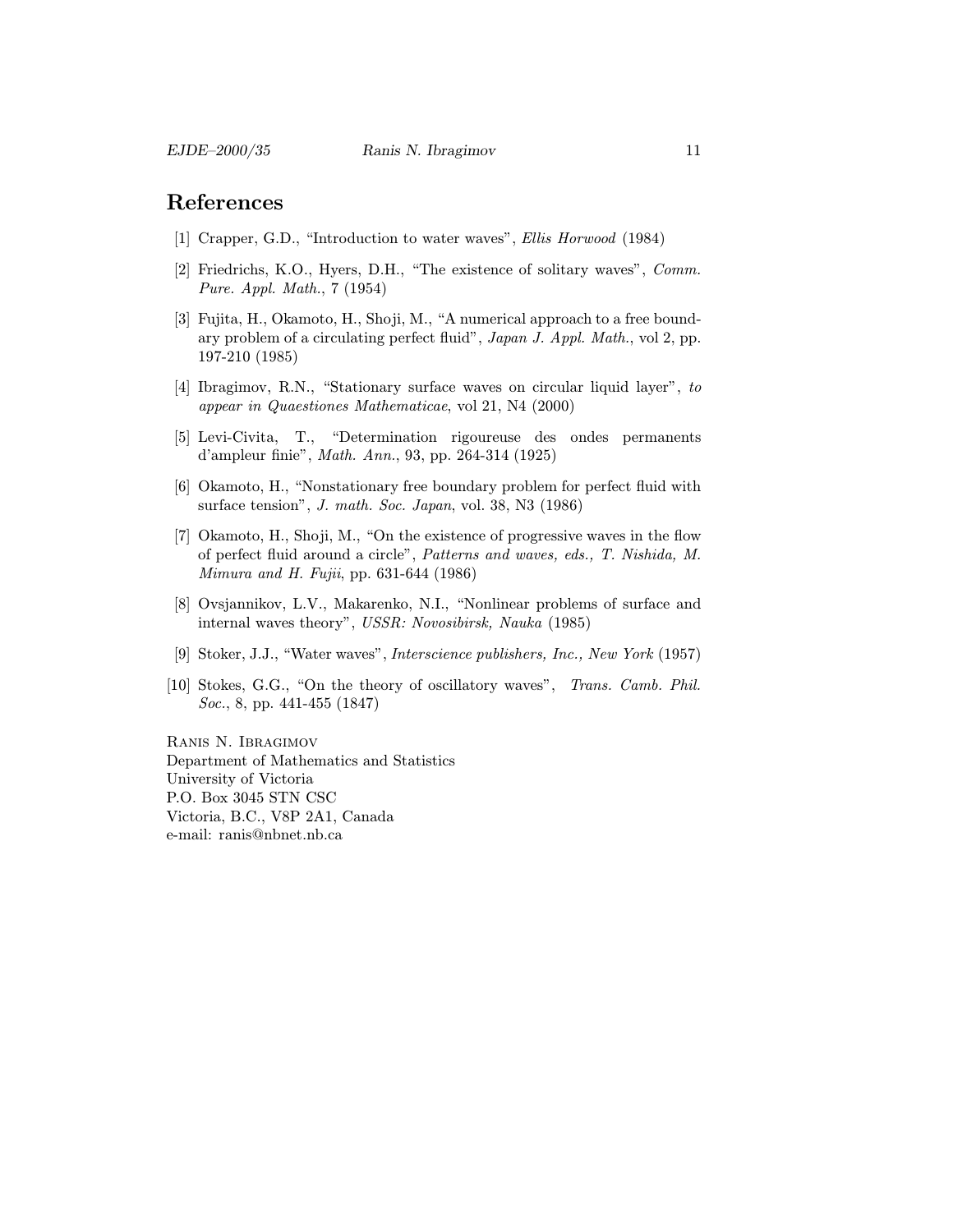## References

[1] Crapper, G.D., "Introduction to water waves", *Ellis Horwood* (1984)

[2] Friedrichs, K.O., Hyers, D.H., "The existence of solitary waves", *Comm. Pure. Appl. Math.*, 7 (1954)

[3] Fujita, H., Okamoto, H., Shoji, M., "A numerical approach to a free boundary problem of a circulating perfect fluid", *Japan J. Appl. Math.*, vol 2, pp. 197-210 (1985)

[4] Ibragimov, R.N., "Stationary surface waves on circular liquid layer", *to appear in Quaestiones Mathematicae*, vol 21, N4 (2000)

[5] Levi-Civita, T., "Determination rigoureuse des ondes permanents d'ampleur finie", *Math. Ann.*, 93, pp. 264-314 (1925)

[6] Okamoto, H., "Nonstationary free boundary problem for perfect fluid with surface tension", *J. math. Soc. Japan*, vol. 38, N3 (1986)

[7] Okamoto, H., Shoji, M., "On the existence of progressive waves in the flow of perfect fluid around a circle", *Patterns and waves, eds., T. Nishida, M. Mimura and H. Fujii*, pp. 631-644 (1986)

[8] Ovsjannikov, L.V., Makarenko, N.I., "Nonlinear problems of surface and internal waves theory", *USSR: Novosibirsk, Nauka* (1985)

[9] Stoker, J.J., "Water waves", *Interscience publishers, Inc., New York* (1957)

[10] Stokes, G.G., "On the theory of oscillatory waves", *Trans. Camb. Phil. Soc.*, 8, pp. 441-455 (1847)

Ranis N. Ibragimov
Department of Mathematics and Statistics
University of Victoria
P.O. Box 3045 STN CSC
Victoria, B.C., V8P 2A1, Canada
e-mail: ranis@nbnet.nb.ca